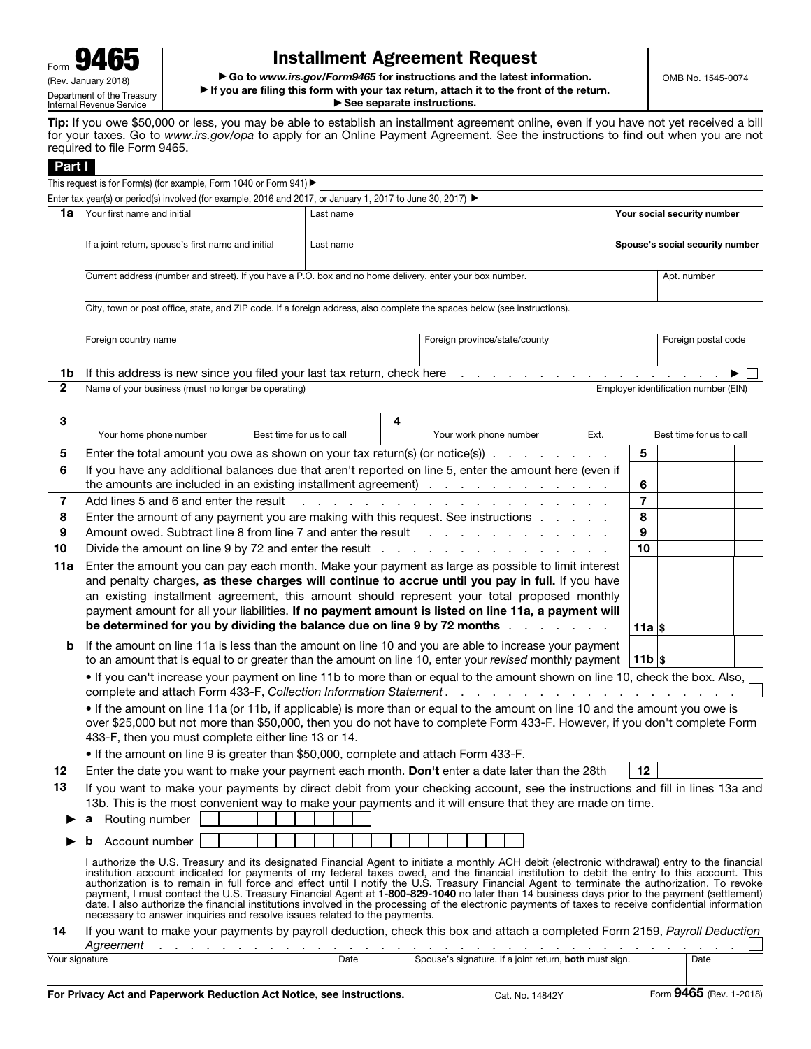Form **9465**
(Rev. January 2018)
Department of the Treasury
Internal Revenue Service

# Installment Agreement Request

▶ Go to *www.irs.gov/Form9465* for instructions and the latest information.
▶ If you are filing this form with your tax return, attach it to the front of the return.
▶ See separate instructions.

OMB No. 1545-0074

**Tip:** If you owe $50,000 or less, you may be able to establish an installment agreement online, even if you have not yet received a bill for your taxes. Go to *www.irs.gov/opa* to apply for an Online Payment Agreement. See the instructions to find out when you are not required to file Form 9465.

## Part I

This request is for Form(s) (for example, Form 1040 or Form 941) ▶

Enter tax year(s) or period(s) involved (for example, 2016 and 2017, or January 1, 2017 to June 30, 2017) ▶

**1a** Your first name and initial | Last name | Your social security number

If a joint return, spouse's first name and initial | Last name | Spouse's social security number

Current address (number and street). If you have a P.O. box and no home delivery, enter your box number. | Apt. number

City, town or post office, state, and ZIP code. If a foreign address, also complete the spaces below (see instructions).

Foreign country name | Foreign province/state/county | Foreign postal code

**1b** If this address is new since you filed your last tax return, check here . . . . . ▶ ☐

**2** Name of your business (must no longer be operating) | Employer identification number (EIN)

**3** Your home phone number | Best time for us to call

**4** Your work phone number | Ext. | Best time for us to call

| | | | |
|---|---|---|---|
| **5** | Enter the total amount you owe as shown on your tax return(s) (or notice(s)) . . . . . | **5** | |
| **6** | If you have any additional balances due that aren't reported on line 5, enter the amount here (even if the amounts are included in an existing installment agreement) . . . . . | **6** | |
| **7** | Add lines 5 and 6 and enter the result . . . . . | **7** | |
| **8** | Enter the amount of any payment you are making with this request. See instructions . . . . . | **8** | |
| **9** | Amount owed. Subtract line 8 from line 7 and enter the result . . . . . | **9** | |
| **10** | Divide the amount on line 9 by 72 and enter the result . . . . . | **10** | |
| **11a** | Enter the amount you can pay each month. Make your payment as large as possible to limit interest and penalty charges, **as these charges will continue to accrue until you pay in full.** If you have an existing installment agreement, this amount should represent your total proposed monthly payment amount for all your liabilities. **If no payment amount is listed on line 11a, a payment will be determined for you by dividing the balance due on line 9 by 72 months** . . . . . | **11a** | $ |
| **b** | If the amount on line 11a is less than the amount on line 10 and you are able to increase your payment to an amount that is equal to or greater than the amount on line 10, enter your *revised* monthly payment | **11b** | $ |

• If you can't increase your payment on line 11b to more than or equal to the amount shown on line 10, check the box. Also, complete and attach Form 433-F, *Collection Information Statement* . . . . . ☐

• If the amount on line 11a (or 11b, if applicable) is more than or equal to the amount on line 10 and the amount you owe is over $25,000 but not more than $50,000, then you do not have to complete Form 433-F. However, if you don't complete Form 433-F, then you must complete either line 13 or 14.

• If the amount on line 9 is greater than $50,000, complete and attach Form 433-F.

**12** Enter the date you want to make your payment each month. **Don't** enter a date later than the 28th | **12** |

**13** If you want to make your payments by direct debit from your checking account, see the instructions and fill in lines 13a and 13b. This is the most convenient way to make your payments and it will ensure that they are made on time.

▶ **a** Routing number ☐☐☐☐☐☐☐☐☐

▶ **b** Account number ☐☐☐☐☐☐☐☐☐☐☐☐☐☐☐☐☐

I authorize the U.S. Treasury and its designated Financial Agent to initiate a monthly ACH debit (electronic withdrawal) entry to the financial institution account indicated for payments of my federal taxes owed, and the financial institution to debit the entry to this account. This authorization is to remain in full force and effect until I notify the U.S. Treasury Financial Agent to terminate the authorization. To revoke payment, I must contact the U.S. Treasury Financial Agent at **1-800-829-1040** no later than 14 business days prior to the payment (settlement) date. I also authorize the financial institutions involved in the processing of the electronic payments of taxes to receive confidential information necessary to answer inquiries and resolve issues related to the payments.

**14** If you want to make your payments by payroll deduction, check this box and attach a completed Form 2159, *Payroll Deduction Agreement* . . . . . ☐

Your signature | Date | Spouse's signature. If a joint return, **both** must sign. | Date

**For Privacy Act and Paperwork Reduction Act Notice, see instructions.** Cat. No. 14842Y Form **9465** (Rev. 1-2018)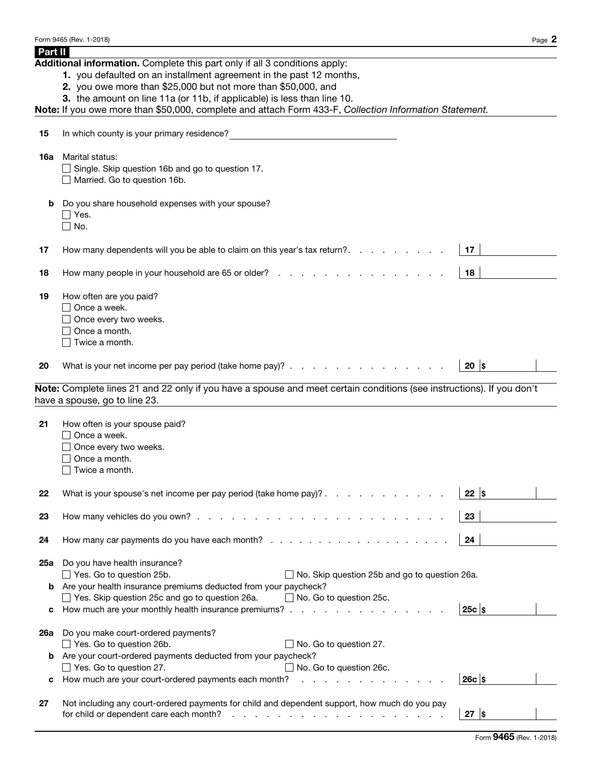## Part II

**Additional information.** Complete this part only if all 3 conditions apply:

1. you defaulted on an installment agreement in the past 12 months,
2. you owe more than $25,000 but not more than $50,000, and
3. the amount on line 11a (or 11b, if applicable) is less than line 10.

**Note:** If you owe more than $50,000, complete and attach Form 433-F, *Collection Information Statement.*

**15** In which county is your primary residence? ______________________

**16a** Marital status:

☐ Single. Skip question 16b and go to question 17.
☐ Married. Go to question 16b.

**b** Do you share household expenses with your spouse?

☐ Yes.
☐ No.

**17** How many dependents will you be able to claim on this year's tax return? . . . . . . . . . . **17** ______

**18** How many people in your household are 65 or older? . . . . . . . . . . . . . . . . . . **18** ______

**19** How often are you paid?

☐ Once a week.
☐ Once every two weeks.
☐ Once a month.
☐ Twice a month.

**20** What is your net income per pay period (take home pay)? . . . . . . . . . . . . . . . . **20** $ ______

**Note:** Complete lines 21 and 22 only if you have a spouse and meet certain conditions (see instructions). If you don't have a spouse, go to line 23.

**21** How often is your spouse paid?

☐ Once a week.
☐ Once every two weeks.
☐ Once a month.
☐ Twice a month.

**22** What is your spouse's net income per pay period (take home pay)? . . . . . . . . . . . . **22** $ ______

**23** How many vehicles do you own? . . . . . . . . . . . . . . . . . . . . . . . . . **23** ______

**24** How many car payments do you have each month? . . . . . . . . . . . . . . . . . . . . **24** ______

**25a** Do you have health insurance?

☐ Yes. Go to question 25b. ☐ No. Skip question 25b and go to question 26a.

**b** Are your health insurance premiums deducted from your paycheck?

☐ Yes. Skip question 25c and go to question 26a. ☐ No. Go to question 25c.

**c** How much are your monthly health insurance premiums? . . . . . . . . . . . . . . . . **25c** $ ______

**26a** Do you make court-ordered payments?

☐ Yes. Go to question 26b. ☐ No. Go to question 27.

**b** Are your court-ordered payments deducted from your paycheck?

☐ Yes. Go to question 27. ☐ No. Go to question 26c.

**c** How much are your court-ordered payments each month? . . . . . . . . . . . . . . . **26c** $ ______

**27** Not including any court-ordered payments for child and dependent support, how much do you pay for child or dependent care each month? . . . . . . . . . . . . . . . . . . . **27** $ ______

Form **9465** (Rev. 1-2018)